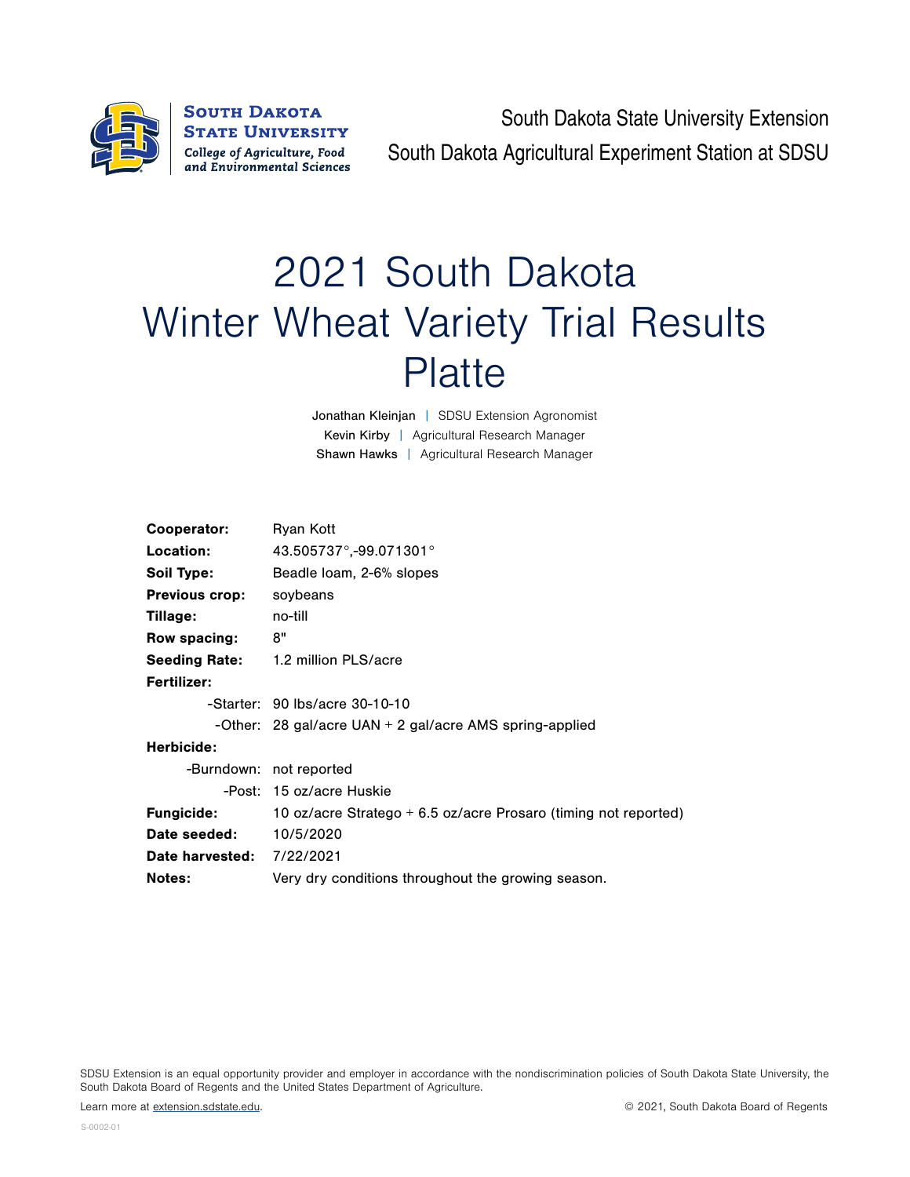South Dakota State University Extension

South Dakota Agricultural Experiment Station at SDSU

# 2021 South Dakota Winter Wheat Variety Trial Results Platte

Jonathan Kleinjan | SDSU Extension Agronomist

Kevin Kirby | Agricultural Research Manager

Shawn Hawks | Agricultural Research Manager

**Cooperator:** Ryan Kott

**Location:** 43.505737°,-99.071301°

**Soil Type:** Beadle loam, 2-6% slopes

**Previous crop:** soybeans

**Tillage:** no-till

**Row spacing:** 8"

**Seeding Rate:** 1.2 million PLS/acre

**Fertilizer:**

- -Starter: 90 lbs/acre 30-10-10
- -Other: 28 gal/acre UAN + 2 gal/acre AMS spring-applied

**Herbicide:**

- -Burndown: not reported
- -Post: 15 oz/acre Huskie

**Fungicide:** 10 oz/acre Stratego + 6.5 oz/acre Prosaro (timing not reported)

**Date seeded:** 10/5/2020

**Date harvested:** 7/22/2021

**Notes:** Very dry conditions throughout the growing season.

SDSU Extension is an equal opportunity provider and employer in accordance with the nondiscrimination policies of South Dakota State University, the South Dakota Board of Regents and the United States Department of Agriculture.

Learn more at extension.sdstate.edu.

© 2021, South Dakota Board of Regents

S-0002-01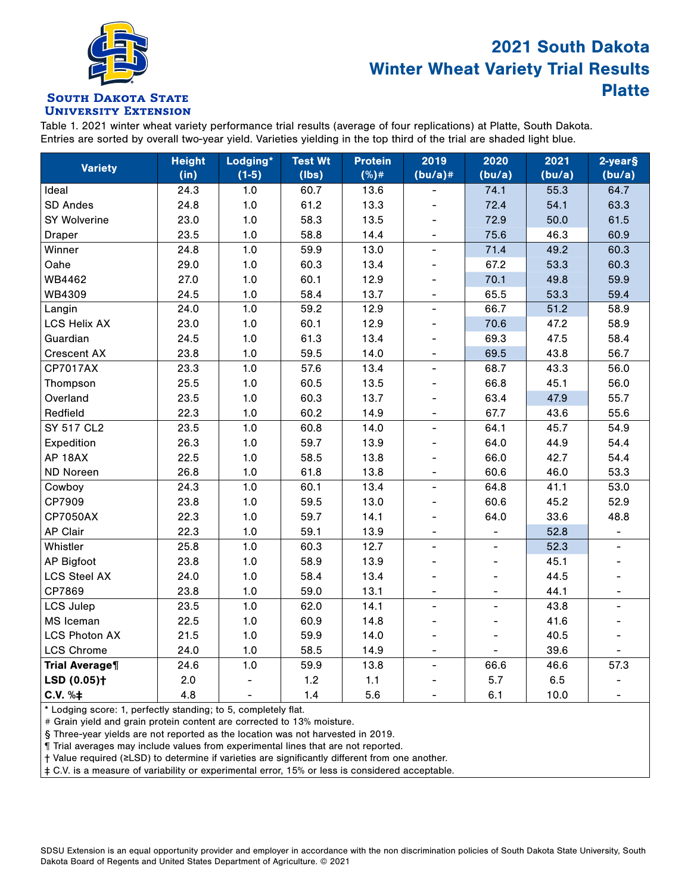SOUTH DAKOTA STATE UNIVERSITY EXTENSION

# 2021 South Dakota Winter Wheat Variety Trial Results Platte

Table 1. 2021 winter wheat variety performance trial results (average of four replications) at Platte, South Dakota. Entries are sorted by overall two-year yield. Varieties yielding in the top third of the trial are shaded light blue.

| Variety | Height (in) | Lodging* (1-5) | Test Wt (lbs) | Protein (%)# | 2019 (bu/a)# | 2020 (bu/a) | 2021 (bu/a) | 2-year§ (bu/a) |
|---|---|---|---|---|---|---|---|---|
| Ideal | 24.3 | 1.0 | 60.7 | 13.6 | - | 74.1 | 55.3 | 64.7 |
| SD Andes | 24.8 | 1.0 | 61.2 | 13.3 | - | 72.4 | 54.1 | 63.3 |
| SY Wolverine | 23.0 | 1.0 | 58.3 | 13.5 | - | 72.9 | 50.0 | 61.5 |
| Draper | 23.5 | 1.0 | 58.8 | 14.4 | - | 75.6 | 46.3 | 60.9 |
| Winner | 24.8 | 1.0 | 59.9 | 13.0 | - | 71.4 | 49.2 | 60.3 |
| Oahe | 29.0 | 1.0 | 60.3 | 13.4 | - | 67.2 | 53.3 | 60.3 |
| WB4462 | 27.0 | 1.0 | 60.1 | 12.9 | - | 70.1 | 49.8 | 59.9 |
| WB4309 | 24.5 | 1.0 | 58.4 | 13.7 | - | 65.5 | 53.3 | 59.4 |
| Langin | 24.0 | 1.0 | 59.2 | 12.9 | - | 66.7 | 51.2 | 58.9 |
| LCS Helix AX | 23.0 | 1.0 | 60.1 | 12.9 | - | 70.6 | 47.2 | 58.9 |
| Guardian | 24.5 | 1.0 | 61.3 | 13.4 | - | 69.3 | 47.5 | 58.4 |
| Crescent AX | 23.8 | 1.0 | 59.5 | 14.0 | - | 69.5 | 43.8 | 56.7 |
| CP7017AX | 23.3 | 1.0 | 57.6 | 13.4 | - | 68.7 | 43.3 | 56.0 |
| Thompson | 25.5 | 1.0 | 60.5 | 13.5 | - | 66.8 | 45.1 | 56.0 |
| Overland | 23.5 | 1.0 | 60.3 | 13.7 | - | 63.4 | 47.9 | 55.7 |
| Redfield | 22.3 | 1.0 | 60.2 | 14.9 | - | 67.7 | 43.6 | 55.6 |
| SY 517 CL2 | 23.5 | 1.0 | 60.8 | 14.0 | - | 64.1 | 45.7 | 54.9 |
| Expedition | 26.3 | 1.0 | 59.7 | 13.9 | - | 64.0 | 44.9 | 54.4 |
| AP 18AX | 22.5 | 1.0 | 58.5 | 13.8 | - | 66.0 | 42.7 | 54.4 |
| ND Noreen | 26.8 | 1.0 | 61.8 | 13.8 | - | 60.6 | 46.0 | 53.3 |
| Cowboy | 24.3 | 1.0 | 60.1 | 13.4 | - | 64.8 | 41.1 | 53.0 |
| CP7909 | 23.8 | 1.0 | 59.5 | 13.0 | - | 60.6 | 45.2 | 52.9 |
| CP7050AX | 22.3 | 1.0 | 59.7 | 14.1 | - | 64.0 | 33.6 | 48.8 |
| AP Clair | 22.3 | 1.0 | 59.1 | 13.9 | - | - | 52.8 | - |
| Whistler | 25.8 | 1.0 | 60.3 | 12.7 | - | - | 52.3 | - |
| AP Bigfoot | 23.8 | 1.0 | 58.9 | 13.9 | - | - | 45.1 | - |
| LCS Steel AX | 24.0 | 1.0 | 58.4 | 13.4 | - | - | 44.5 | - |
| CP7869 | 23.8 | 1.0 | 59.0 | 13.1 | - | - | 44.1 | - |
| LCS Julep | 23.5 | 1.0 | 62.0 | 14.1 | - | - | 43.8 | - |
| MS Iceman | 22.5 | 1.0 | 60.9 | 14.8 | - | - | 41.6 | - |
| LCS Photon AX | 21.5 | 1.0 | 59.9 | 14.0 | - | - | 40.5 | - |
| LCS Chrome | 24.0 | 1.0 | 58.5 | 14.9 | - | - | 39.6 | - |
| **Trial Average¶** | 24.6 | 1.0 | 59.9 | 13.8 | - | 66.6 | 46.6 | 57.3 |
| **LSD (0.05)†** | 2.0 | - | 1.2 | 1.1 | - | 5.7 | 6.5 | - |
| **C.V. %‡** | 4.8 | - | 1.4 | 5.6 | - | 6.1 | 10.0 | - |

\* Lodging score: 1, perfectly standing; to 5, completely flat.
\# Grain yield and grain protein content are corrected to 13% moisture.
§ Three-year yields are not reported as the location was not harvested in 2019.
¶ Trial averages may include values from experimental lines that are not reported.
† Value required (≥LSD) to determine if varieties are significantly different from one another.
‡ C.V. is a measure of variability or experimental error, 15% or less is considered acceptable.

SDSU Extension is an equal opportunity provider and employer in accordance with the non discrimination policies of South Dakota State University, South Dakota Board of Regents and United States Department of Agriculture. © 2021